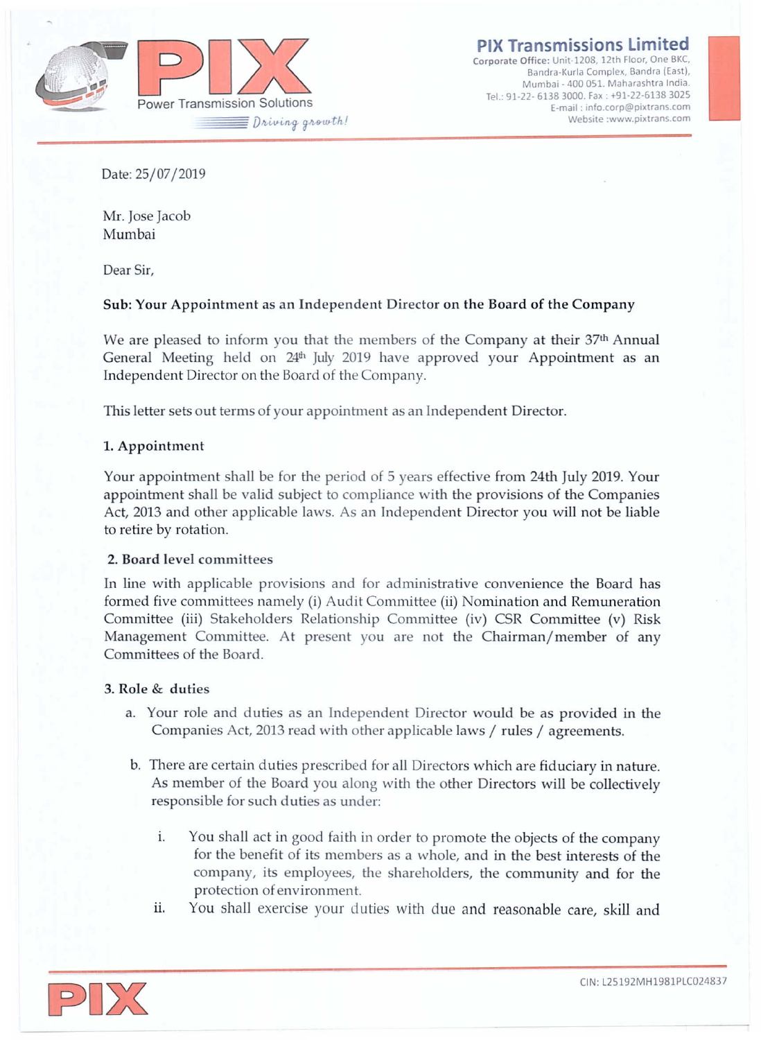**PIX Transmissions Limited**
Corporate Office: Unit-1208, 12th Floor, One BKC, Bandra-Kurla Complex, Bandra (East), Mumbai - 400 051. Maharashtra India.
Tel.: 91-22- 6138 3000. Fax : +91-22-6138 3025
E-mail : info.corp@pixtrans.com
Website :www.pixtrans.com

Date: 25/07/2019

Mr. Jose Jacob
Mumbai

Dear Sir,

**Sub: Your Appointment as an Independent Director on the Board of the Company**

We are pleased to inform you that the members of the Company at their 37th Annual General Meeting held on 24th July 2019 have approved your Appointment as an Independent Director on the Board of the Company.

This letter sets out terms of your appointment as an Independent Director.

**1. Appointment**

Your appointment shall be for the period of 5 years effective from **24th July 2019**. Your appointment shall be valid subject to compliance with the provisions of the Companies Act, 2013 and other applicable laws. As an Independent Director you will not be liable to retire by rotation.

**2. Board level committees**

In line with applicable provisions and for administrative convenience the Board has formed five committees namely (i) Audit Committee (ii) Nomination and Remuneration Committee (iii) Stakeholders Relationship Committee (iv) CSR Committee (v) Risk Management Committee. At present you are not the Chairman/member of any Committees of the Board.

**3. Role & duties**

a. Your role and duties as an Independent Director would be as provided in the Companies Act, 2013 read with other applicable laws / rules / agreements.

b. There are certain duties prescribed for all Directors which are fiduciary in nature. As member of the Board you along with the other Directors will be collectively responsible for such duties as under:

   i. You shall act in good faith in order to promote the objects of the company for the benefit of its members as a whole, and in the best interests of the company, its employees, the shareholders, the community and for the protection of environment.

   ii. You shall exercise your duties with due and reasonable care, skill and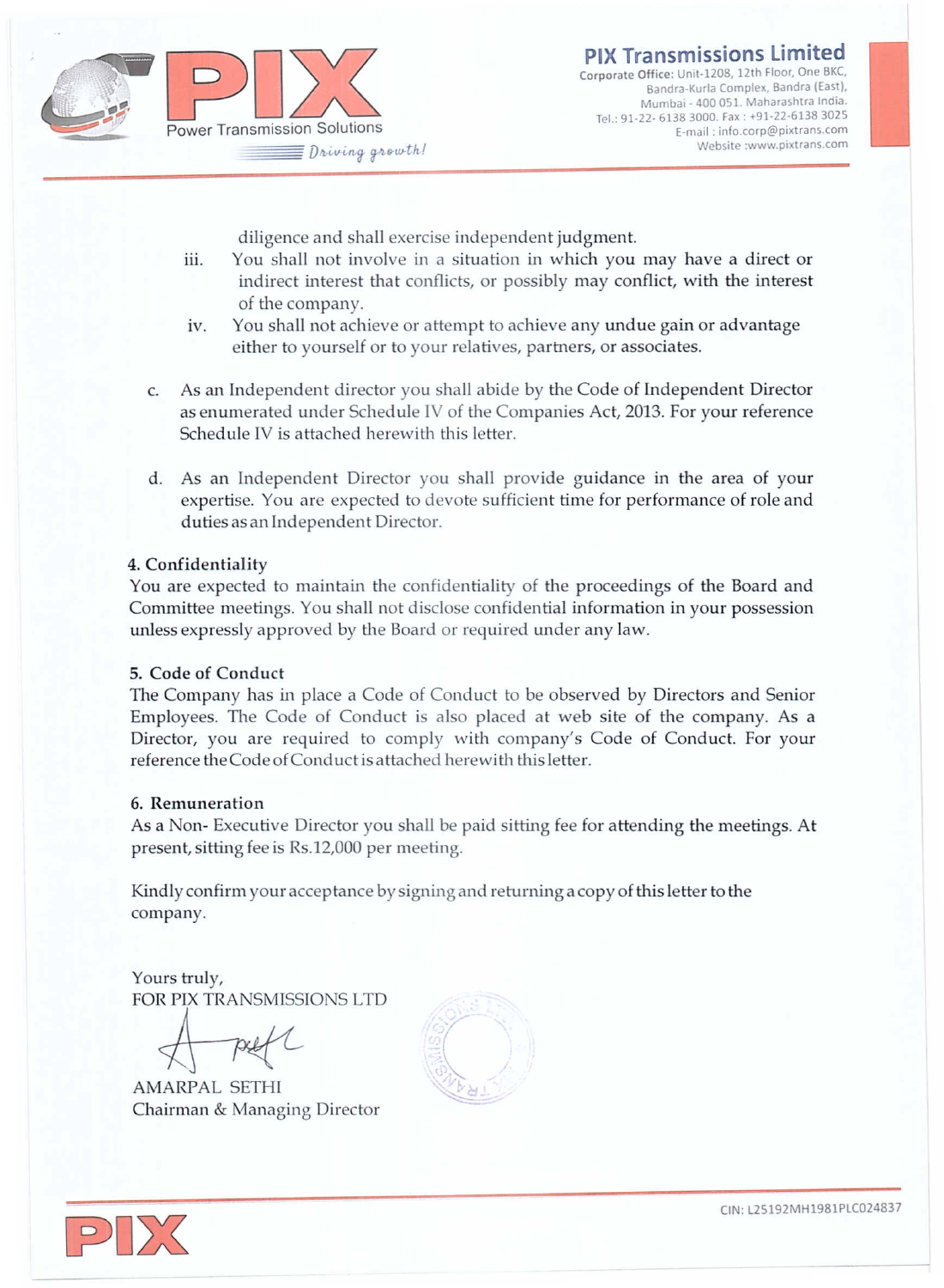diligence and shall exercise independent judgment.

iii. You shall not involve in a situation in which you may have a direct or indirect interest that conflicts, or possibly may conflict, with the interest of the company.

iv. You shall not achieve or attempt to achieve any undue gain or advantage either to yourself or to your relatives, partners, or associates.

c. As an Independent director you shall abide by the Code of Independent Director as enumerated under Schedule IV of the Companies Act, 2013. For your reference Schedule IV is attached herewith this letter.

d. As an Independent Director you shall provide guidance in the area of your expertise. You are expected to devote sufficient time for performance of role and duties as an Independent Director.

**4. Confidentiality**

You are expected to maintain the confidentiality of the proceedings of the Board and Committee meetings. You shall not disclose confidential information in your possession unless expressly approved by the Board or required under any law.

**5. Code of Conduct**

The Company has in place a Code of Conduct to be observed by Directors and Senior Employees. The Code of Conduct is also placed at web site of the company. As a Director, you are required to comply with company's Code of Conduct. For your reference the Code of Conduct is attached herewith this letter.

**6. Remuneration**

As a Non- Executive Director you shall be paid sitting fee for attending the meetings. At present, sitting fee is Rs.12,000 per meeting.

Kindly confirm your acceptance by signing and returning a copy of this letter to the company.

Yours truly,
FOR PIX TRANSMISSIONS LTD

AMARPAL SETHI
Chairman & Managing Director